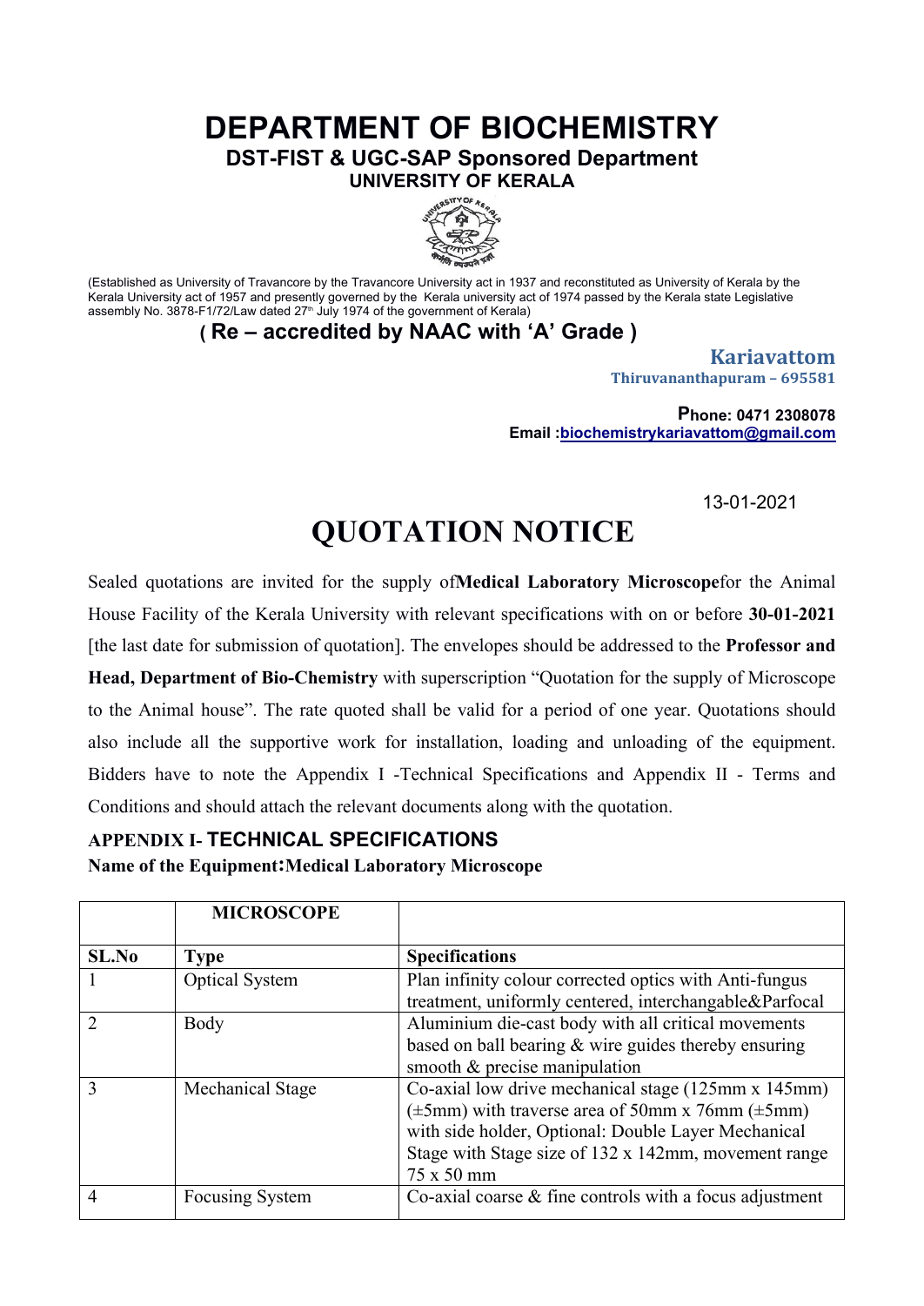# DEPARTMENT OF BIOCHEMISTRY

**DST-FIST & UGC-SAP Sponsored Department**

**UNIVERSITY OF KERALA**

(Established as University of Travancore by the Travancore University act in 1937 and reconstituted as University of Kerala by the Kerala University act of 1957 and presently governed by the Kerala university act of 1974 passed by the Kerala state Legislative assembly No. 3878-F1/72/Law dated 27th July 1974 of the government of Kerala)

**( Re – accredited by NAAC with 'A' Grade )**

**Kariavattom**
**Thiruvananthapuram – 695581**

**Phone: 0471 2308078**
**Email :biochemistrykariavattom@gmail.com**

13-01-2021

# QUOTATION NOTICE

Sealed quotations are invited for the supply of **Medical Laboratory Microscope** for the Animal House Facility of the Kerala University with relevant specifications with on or before **30-01-2021** [the last date for submission of quotation]. The envelopes should be addressed to the **Professor and Head, Department of Bio-Chemistry** with superscription "Quotation for the supply of Microscope to the Animal house". The rate quoted shall be valid for a period of one year. Quotations should also include all the supportive work for installation, loading and unloading of the equipment. Bidders have to note the Appendix I -Technical Specifications and Appendix II - Terms and Conditions and should attach the relevant documents along with the quotation.

### APPENDIX I- TECHNICAL SPECIFICATIONS

**Name of the Equipment: Medical Laboratory Microscope**

| | **MICROSCOPE** | |
|---|---|---|
| **SL.No** | **Type** | **Specifications** |
| 1 | Optical System | Plan infinity colour corrected optics with Anti-fungus treatment, uniformly centered, interchangable&Parfocal |
| 2 | Body | Aluminium die-cast body with all critical movements based on ball bearing & wire guides thereby ensuring smooth & precise manipulation |
| 3 | Mechanical Stage | Co-axial low drive mechanical stage (125mm x 145mm) (±5mm) with traverse area of 50mm x 76mm (±5mm) with side holder, Optional: Double Layer Mechanical Stage with Stage size of 132 x 142mm, movement range 75 x 50 mm |
| 4 | Focusing System | Co-axial coarse & fine controls with a focus adjustment |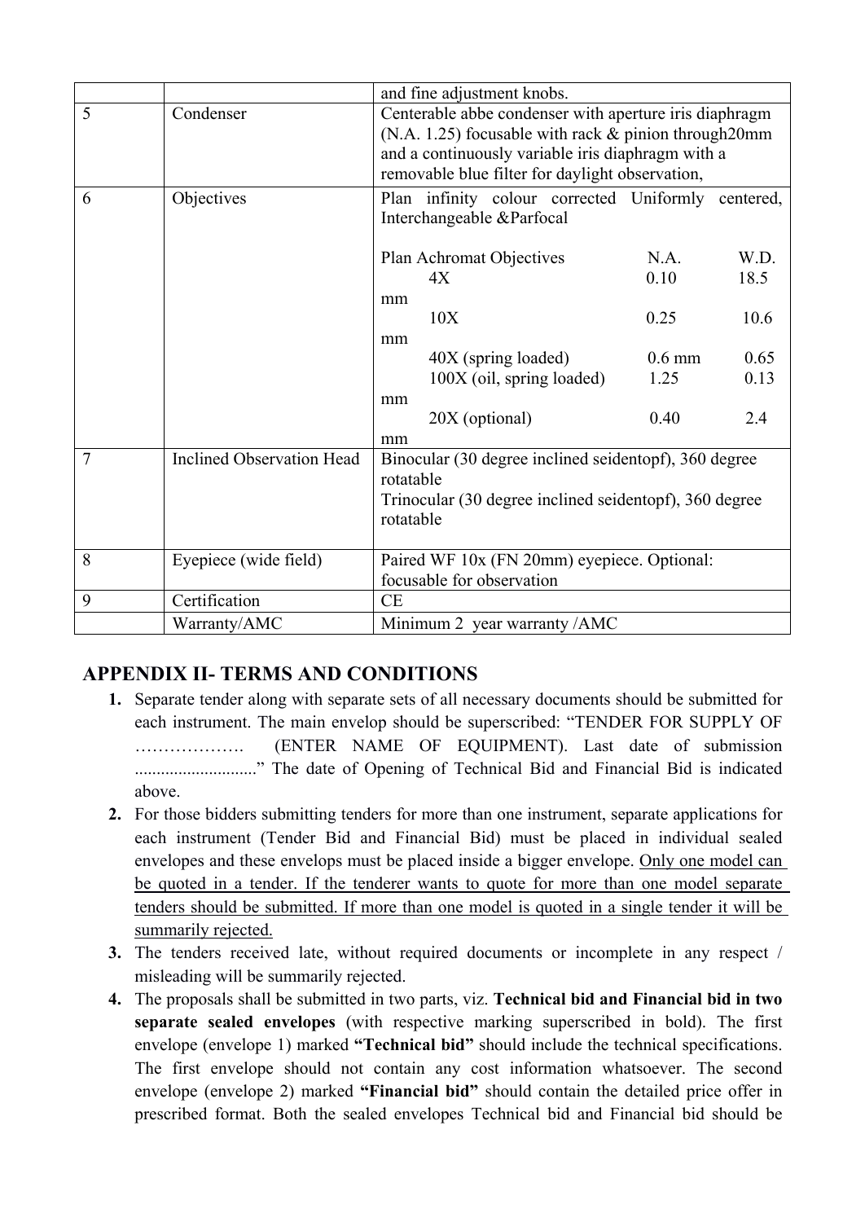| | | |
|---|---|---|
| | | and fine adjustment knobs. |
| 5 | Condenser | Centerable abbe condenser with aperture iris diaphragm (N.A. 1.25) focusable with rack & pinion through20mm and a continuously variable iris diaphragm with a removable blue filter for daylight observation, |
| 6 | Objectives | Plan infinity colour corrected Uniformly centered, Interchangeable &Parfocal<br><br>Plan Achromat Objectives N.A. W.D.<br>4X 0.10 18.5 mm<br>10X 0.25 10.6 mm<br>40X (spring loaded) 0.6 mm 0.65<br>100X (oil, spring loaded) 1.25 0.13 mm<br>20X (optional) 0.40 2.4 mm |
| 7 | Inclined Observation Head | Binocular (30 degree inclined seidentopf), 360 degree rotatable<br>Trinocular (30 degree inclined seidentopf), 360 degree rotatable |
| 8 | Eyepiece (wide field) | Paired WF 10x (FN 20mm) eyepiece. Optional: focusable for observation |
| 9 | Certification | CE |
| | Warranty/AMC | Minimum 2 year warranty /AMC |

## APPENDIX II- TERMS AND CONDITIONS

1. Separate tender along with separate sets of all necessary documents should be submitted for each instrument. The main envelop should be superscribed: "TENDER FOR SUPPLY OF ………………. (ENTER NAME OF EQUIPMENT). Last date of submission ............................" The date of Opening of Technical Bid and Financial Bid is indicated above.
2. For those bidders submitting tenders for more than one instrument, separate applications for each instrument (Tender Bid and Financial Bid) must be placed in individual sealed envelopes and these envelops must be placed inside a bigger envelope. Only one model can be quoted in a tender. If the tenderer wants to quote for more than one model separate tenders should be submitted. If more than one model is quoted in a single tender it will be summarily rejected.
3. The tenders received late, without required documents or incomplete in any respect / misleading will be summarily rejected.
4. The proposals shall be submitted in two parts, viz. **Technical bid and Financial bid in two separate sealed envelopes** (with respective marking superscribed in bold). The first envelope (envelope 1) marked **"Technical bid"** should include the technical specifications. The first envelope should not contain any cost information whatsoever. The second envelope (envelope 2) marked **"Financial bid"** should contain the detailed price offer in prescribed format. Both the sealed envelopes Technical bid and Financial bid should be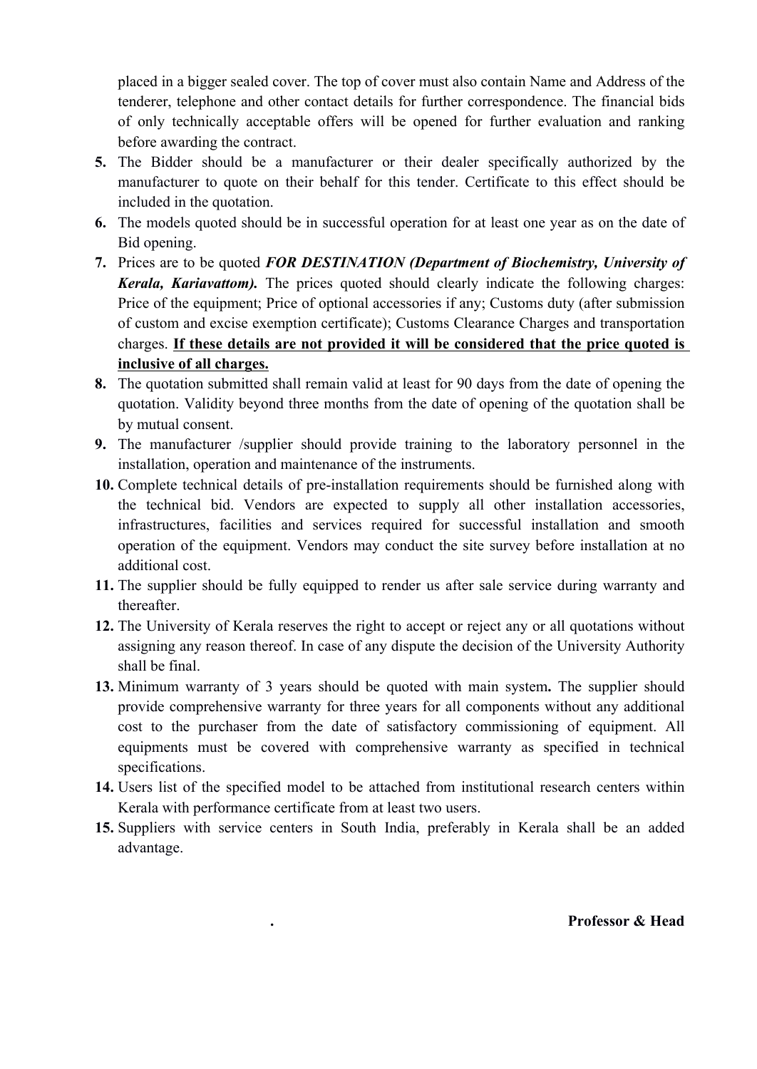placed in a bigger sealed cover. The top of cover must also contain Name and Address of the tenderer, telephone and other contact details for further correspondence. The financial bids of only technically acceptable offers will be opened for further evaluation and ranking before awarding the contract.

5. The Bidder should be a manufacturer or their dealer specifically authorized by the manufacturer to quote on their behalf for this tender. Certificate to this effect should be included in the quotation.
6. The models quoted should be in successful operation for at least one year as on the date of Bid opening.
7. Prices are to be quoted ***FOR DESTINATION (Department of Biochemistry, University of Kerala, Kariavattom).*** The prices quoted should clearly indicate the following charges: Price of the equipment; Price of optional accessories if any; Customs duty (after submission of custom and excise exemption certificate); Customs Clearance Charges and transportation charges. **If these details are not provided it will be considered that the price quoted is inclusive of all charges.**
8. The quotation submitted shall remain valid at least for 90 days from the date of opening the quotation. Validity beyond three months from the date of opening of the quotation shall be by mutual consent.
9. The manufacturer /supplier should provide training to the laboratory personnel in the installation, operation and maintenance of the instruments.
10. Complete technical details of pre-installation requirements should be furnished along with the technical bid. Vendors are expected to supply all other installation accessories, infrastructures, facilities and services required for successful installation and smooth operation of the equipment. Vendors may conduct the site survey before installation at no additional cost.
11. The supplier should be fully equipped to render us after sale service during warranty and thereafter.
12. The University of Kerala reserves the right to accept or reject any or all quotations without assigning any reason thereof. In case of any dispute the decision of the University Authority shall be final.
13. Minimum warranty of 3 years should be quoted with main system**.** The supplier should provide comprehensive warranty for three years for all components without any additional cost to the purchaser from the date of satisfactory commissioning of equipment. All equipments must be covered with comprehensive warranty as specified in technical specifications.
14. Users list of the specified model to be attached from institutional research centers within Kerala with performance certificate from at least two users.
15. Suppliers with service centers in South India, preferably in Kerala shall be an added advantage.

**Professor & Head**